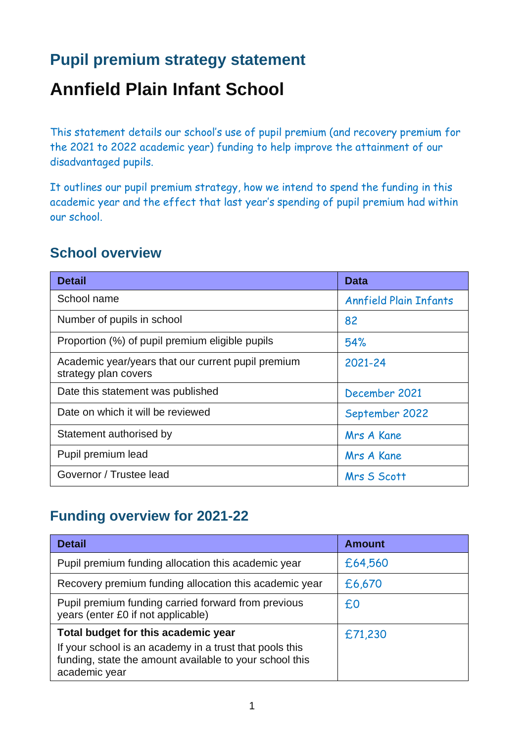# Pupil premium strategy statement

# Annfield Plain Infant School

This statement details our school's use of pupil premium (and recovery premium for the 2021 to 2022 academic year) funding to help improve the attainment of our disadvantaged pupils.

It outlines our pupil premium strategy, how we intend to spend the funding in this academic year and the effect that last year's spending of pupil premium had within our school.

## School overview

| Detail | Data |
|---|---|
| School name | Annfield Plain Infants |
| Number of pupils in school | 82 |
| Proportion (%) of pupil premium eligible pupils | 54% |
| Academic year/years that our current pupil premium strategy plan covers | 2021-24 |
| Date this statement was published | December 2021 |
| Date on which it will be reviewed | September 2022 |
| Statement authorised by | Mrs A Kane |
| Pupil premium lead | Mrs A Kane |
| Governor / Trustee lead | Mrs S Scott |

## Funding overview for 2021-22

| Detail | Amount |
|---|---|
| Pupil premium funding allocation this academic year | £64,560 |
| Recovery premium funding allocation this academic year | £6,670 |
| Pupil premium funding carried forward from previous years (enter £0 if not applicable) | £0 |
| **Total budget for this academic year**<br>If your school is an academy in a trust that pools this funding, state the amount available to your school this academic year | £71,230 |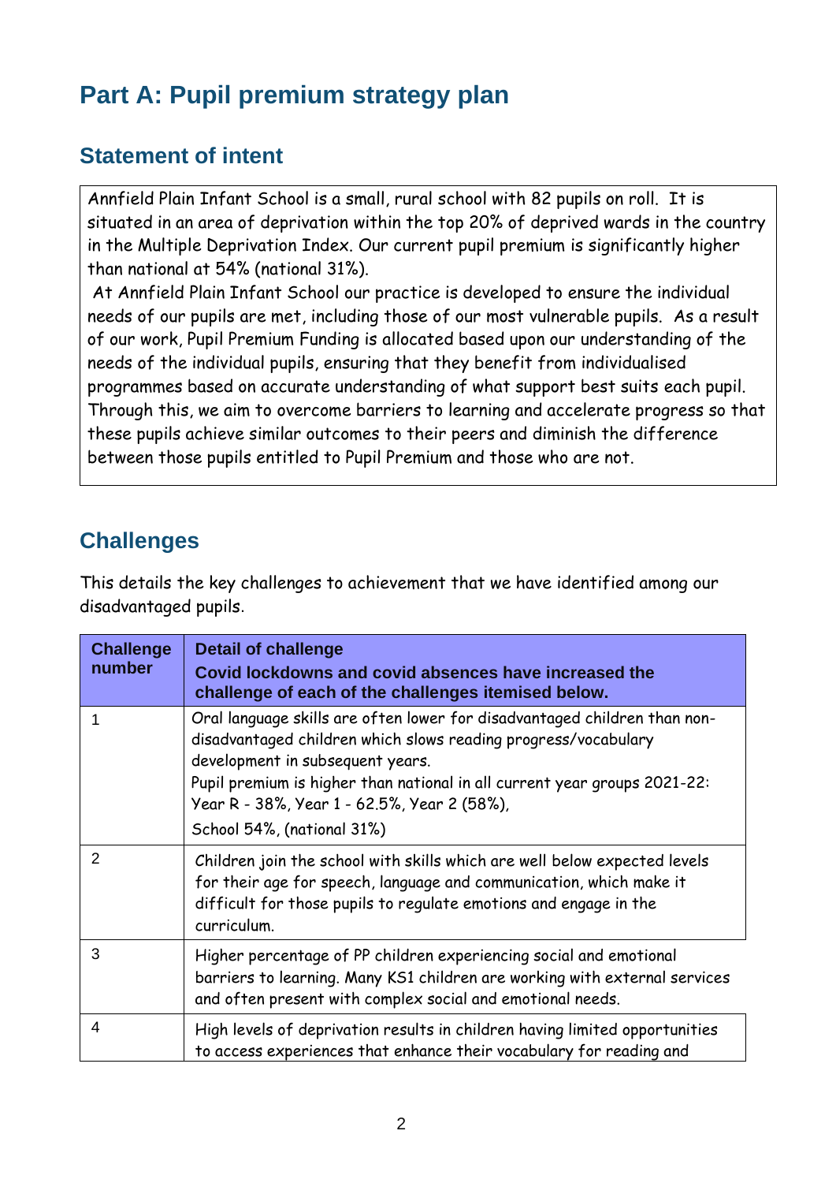# Part A: Pupil premium strategy plan

## Statement of intent

Annfield Plain Infant School is a small, rural school with 82 pupils on roll. It is situated in an area of deprivation within the top 20% of deprived wards in the country in the Multiple Deprivation Index. Our current pupil premium is significantly higher than national at 54% (national 31%).

At Annfield Plain Infant School our practice is developed to ensure the individual needs of our pupils are met, including those of our most vulnerable pupils. As a result of our work, Pupil Premium Funding is allocated based upon our understanding of the needs of the individual pupils, ensuring that they benefit from individualised programmes based on accurate understanding of what support best suits each pupil. Through this, we aim to overcome barriers to learning and accelerate progress so that these pupils achieve similar outcomes to their peers and diminish the difference between those pupils entitled to Pupil Premium and those who are not.

## Challenges

This details the key challenges to achievement that we have identified among our disadvantaged pupils.

| Challenge number | Detail of challenge<br>**Covid lockdowns and covid absences have increased the challenge of each of the challenges itemised below.** |
|---|---|
| 1 | Oral language skills are often lower for disadvantaged children than non-disadvantaged children which slows reading progress/vocabulary development in subsequent years.<br>Pupil premium is higher than national in all current year groups 2021-22: Year R - 38%, Year 1 - 62.5%, Year 2 (58%),<br>School 54%, (national 31%) |
| 2 | Children join the school with skills which are well below expected levels for their age for speech, language and communication, which make it difficult for those pupils to regulate emotions and engage in the curriculum. |
| 3 | Higher percentage of PP children experiencing social and emotional barriers to learning. Many KS1 children are working with external services and often present with complex social and emotional needs. |
| 4 | High levels of deprivation results in children having limited opportunities to access experiences that enhance their vocabulary for reading and |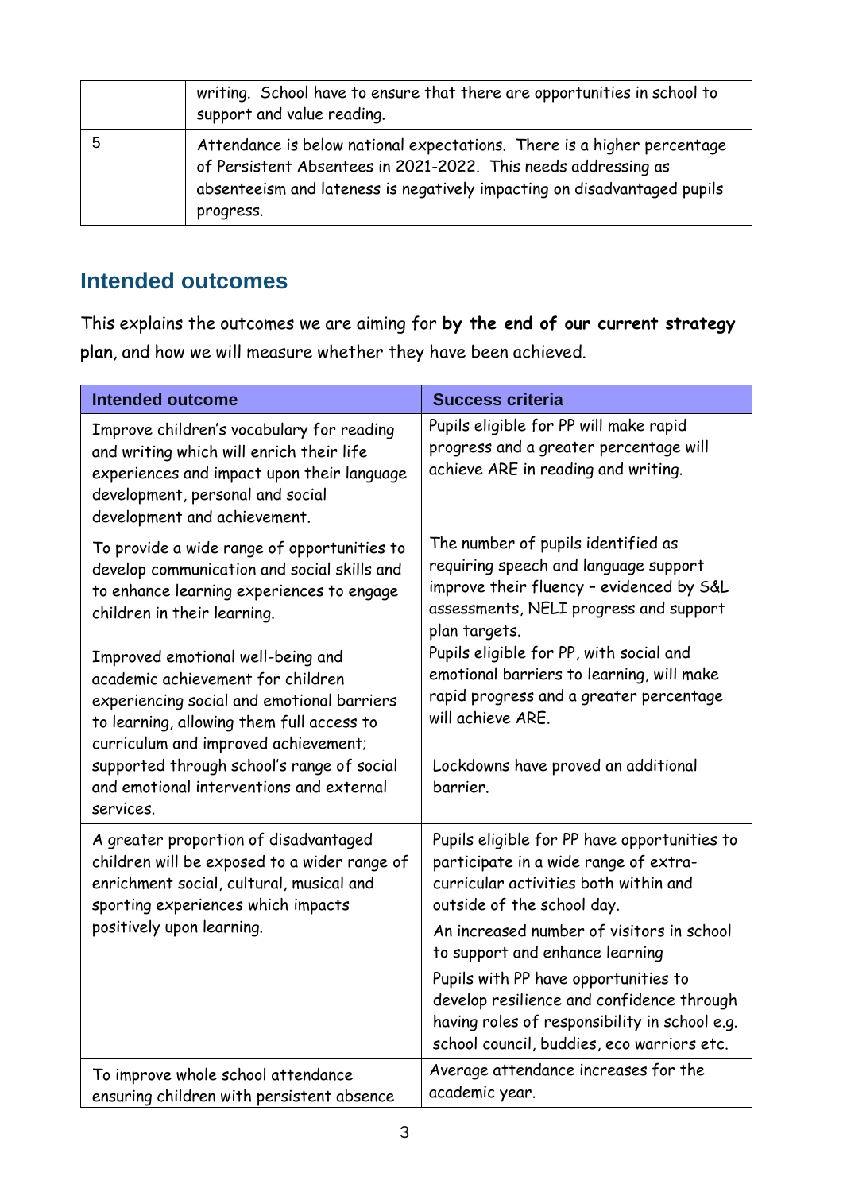| | |
|---|---|
| | writing. School have to ensure that there are opportunities in school to support and value reading. |
| 5 | Attendance is below national expectations. There is a higher percentage of Persistent Absentees in 2021-2022. This needs addressing as absenteeism and lateness is negatively impacting on disadvantaged pupils progress. |

## Intended outcomes

This explains the outcomes we are aiming for **by the end of our current strategy plan**, and how we will measure whether they have been achieved.

| Intended outcome | Success criteria |
|---|---|
| Improve children's vocabulary for reading and writing which will enrich their life experiences and impact upon their language development, personal and social development and achievement. | Pupils eligible for PP will make rapid progress and a greater percentage will achieve ARE in reading and writing. |
| To provide a wide range of opportunities to develop communication and social skills and to enhance learning experiences to engage children in their learning. | The number of pupils identified as requiring speech and language support improve their fluency – evidenced by S&L assessments, NELI progress and support plan targets. |
| Improved emotional well-being and academic achievement for children experiencing social and emotional barriers to learning, allowing them full access to curriculum and improved achievement; supported through school's range of social and emotional interventions and external services. | Pupils eligible for PP, with social and emotional barriers to learning, will make rapid progress and a greater percentage will achieve ARE.<br><br>Lockdowns have proved an additional barrier. |
| A greater proportion of disadvantaged children will be exposed to a wider range of enrichment social, cultural, musical and sporting experiences which impacts positively upon learning. | Pupils eligible for PP have opportunities to participate in a wide range of extra-curricular activities both within and outside of the school day.<br><br>An increased number of visitors in school to support and enhance learning<br><br>Pupils with PP have opportunities to develop resilience and confidence through having roles of responsibility in school e.g. school council, buddies, eco warriors etc. |
| To improve whole school attendance ensuring children with persistent absence | Average attendance increases for the academic year. |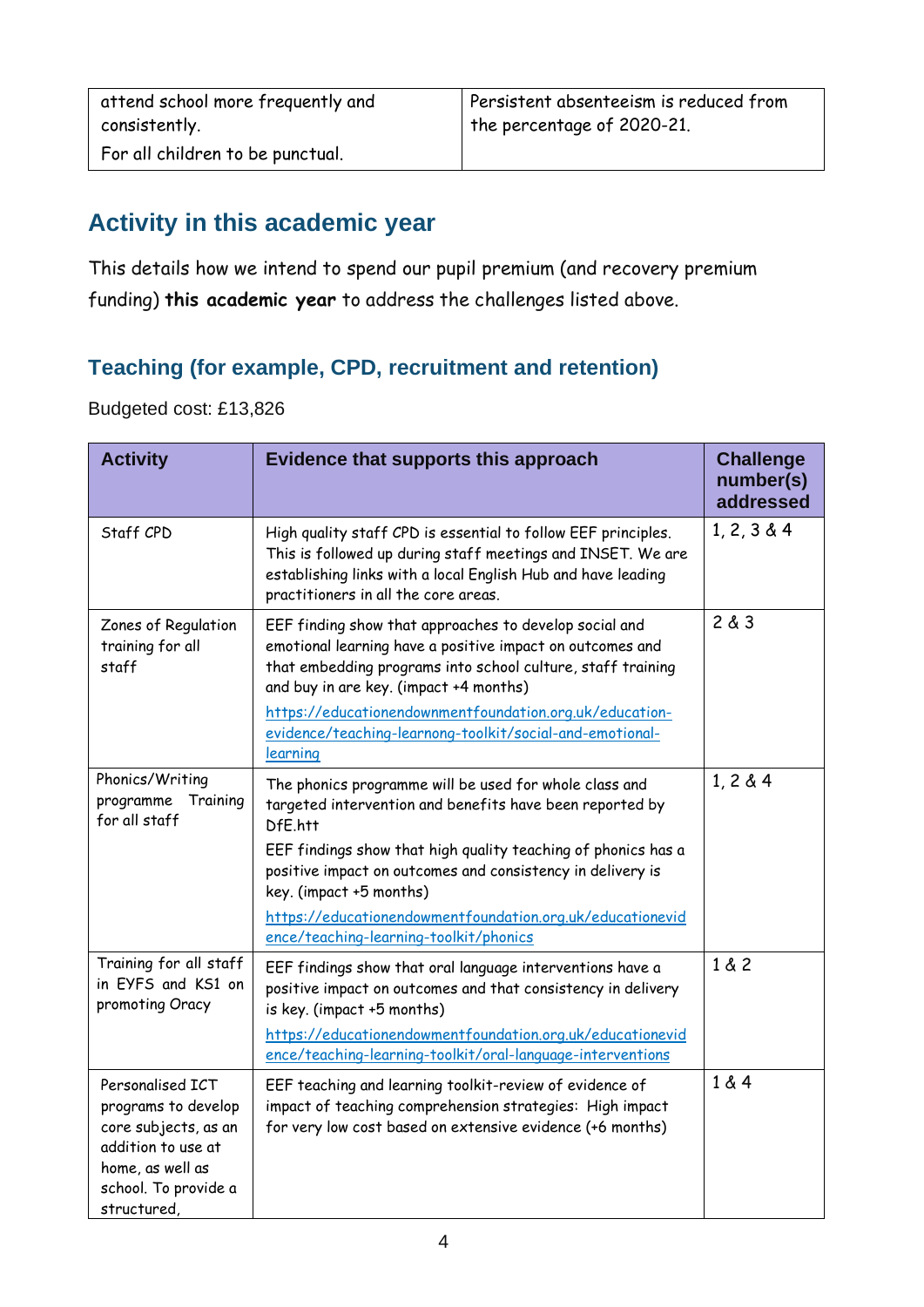| | |
|---|---|
| attend school more frequently and consistently.<br>For all children to be punctual. | Persistent absenteeism is reduced from the percentage of 2020-21. |

## Activity in this academic year

This details how we intend to spend our pupil premium (and recovery premium funding) **this academic year** to address the challenges listed above.

### Teaching (for example, CPD, recruitment and retention)

Budgeted cost: £13,826

| Activity | Evidence that supports this approach | Challenge number(s) addressed |
|---|---|---|
| Staff CPD | High quality staff CPD is essential to follow EEF principles. This is followed up during staff meetings and INSET. We are establishing links with a local English Hub and have leading practitioners in all the core areas. | 1, 2, 3 & 4 |
| Zones of Regulation training for all staff | EEF finding show that approaches to develop social and emotional learning have a positive impact on outcomes and that embedding programs into school culture, staff training and buy in are key. (impact +4 months)<br>https://educationendownmentfoundation.org.uk/education-evidence/teaching-learnong-toolkit/social-and-emotional-learning | 2 & 3 |
| Phonics/Writing programme Training for all staff | The phonics programme will be used for whole class and targeted intervention and benefits have been reported by DfE.htt<br>EEF findings show that high quality teaching of phonics has a positive impact on outcomes and consistency in delivery is key. (impact +5 months)<br>https://educationendowmentfoundation.org.uk/educationevidence/teaching-learning-toolkit/phonics | 1, 2 & 4 |
| Training for all staff in EYFS and KS1 on promoting Oracy | EEF findings show that oral language interventions have a positive impact on outcomes and that consistency in delivery is key. (impact +5 months)<br>https://educationendowmentfoundation.org.uk/educationevidence/teaching-learning-toolkit/oral-language-interventions | 1 & 2 |
| Personalised ICT programs to develop core subjects, as an addition to use at home, as well as school. To provide a structured, | EEF teaching and learning toolkit-review of evidence of impact of teaching comprehension strategies: High impact for very low cost based on extensive evidence (+6 months) | 1 & 4 |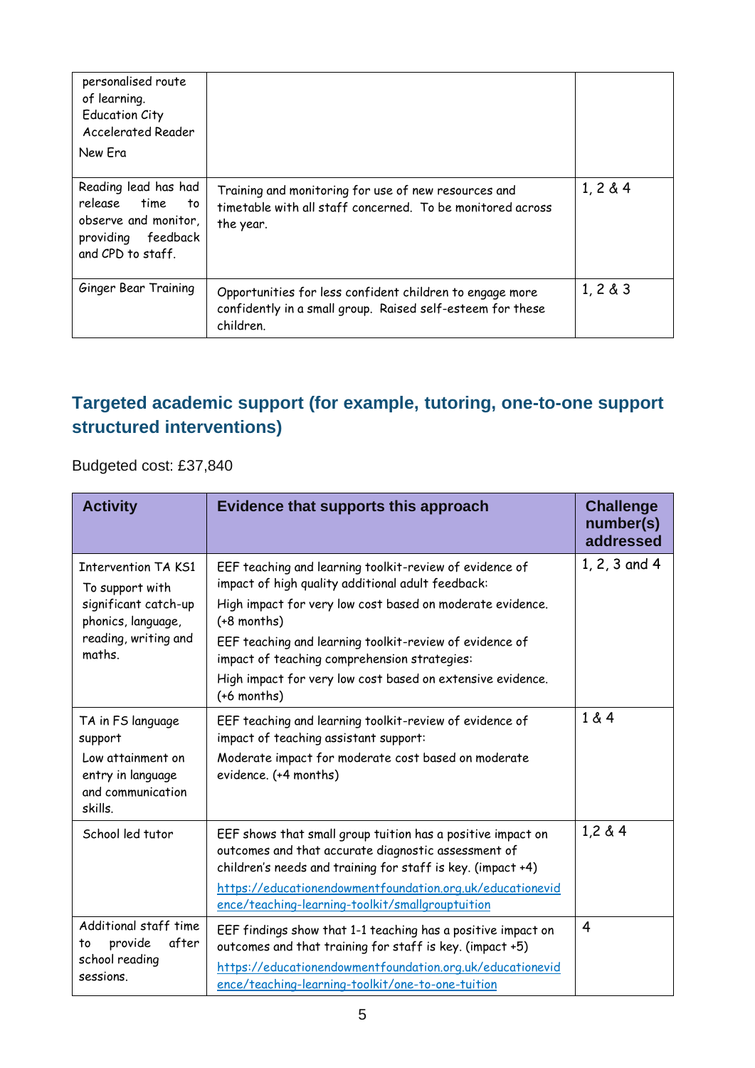| | | |
|---|---|---|
| personalised route of learning.<br>Education City<br>Accelerated Reader<br>New Era | | |
| Reading lead has had release time to observe and monitor, providing feedback and CPD to staff. | Training and monitoring for use of new resources and timetable with all staff concerned. To be monitored across the year. | 1, 2 & 4 |
| Ginger Bear Training | Opportunities for less confident children to engage more confidently in a small group. Raised self-esteem for these children. | 1, 2 & 3 |

## Targeted academic support (for example, tutoring, one-to-one support structured interventions)

Budgeted cost: £37,840

| Activity | Evidence that supports this approach | Challenge number(s) addressed |
|---|---|---|
| Intervention TA KS1<br>To support with significant catch-up phonics, language, reading, writing and maths. | EEF teaching and learning toolkit-review of evidence of impact of high quality additional adult feedback:<br>High impact for very low cost based on moderate evidence. (+8 months)<br>EEF teaching and learning toolkit-review of evidence of impact of teaching comprehension strategies:<br>High impact for very low cost based on extensive evidence. (+6 months) | 1, 2, 3 and 4 |
| TA in FS language support<br>Low attainment on entry in language and communication skills. | EEF teaching and learning toolkit-review of evidence of impact of teaching assistant support:<br>Moderate impact for moderate cost based on moderate evidence. (+4 months) | 1 & 4 |
| School led tutor | EEF shows that small group tuition has a positive impact on outcomes and that accurate diagnostic assessment of children's needs and training for staff is key. (impact +4)<br>https://educationendowmentfoundation.org.uk/educationevidence/teaching-learning-toolkit/smallgrouptuition | 1,2 & 4 |
| Additional staff time to provide after school reading sessions. | EEF findings show that 1-1 teaching has a positive impact on outcomes and that training for staff is key. (impact +5)<br>https://educationendowmentfoundation.org.uk/educationevidence/teaching-learning-toolkit/one-to-one-tuition | 4 |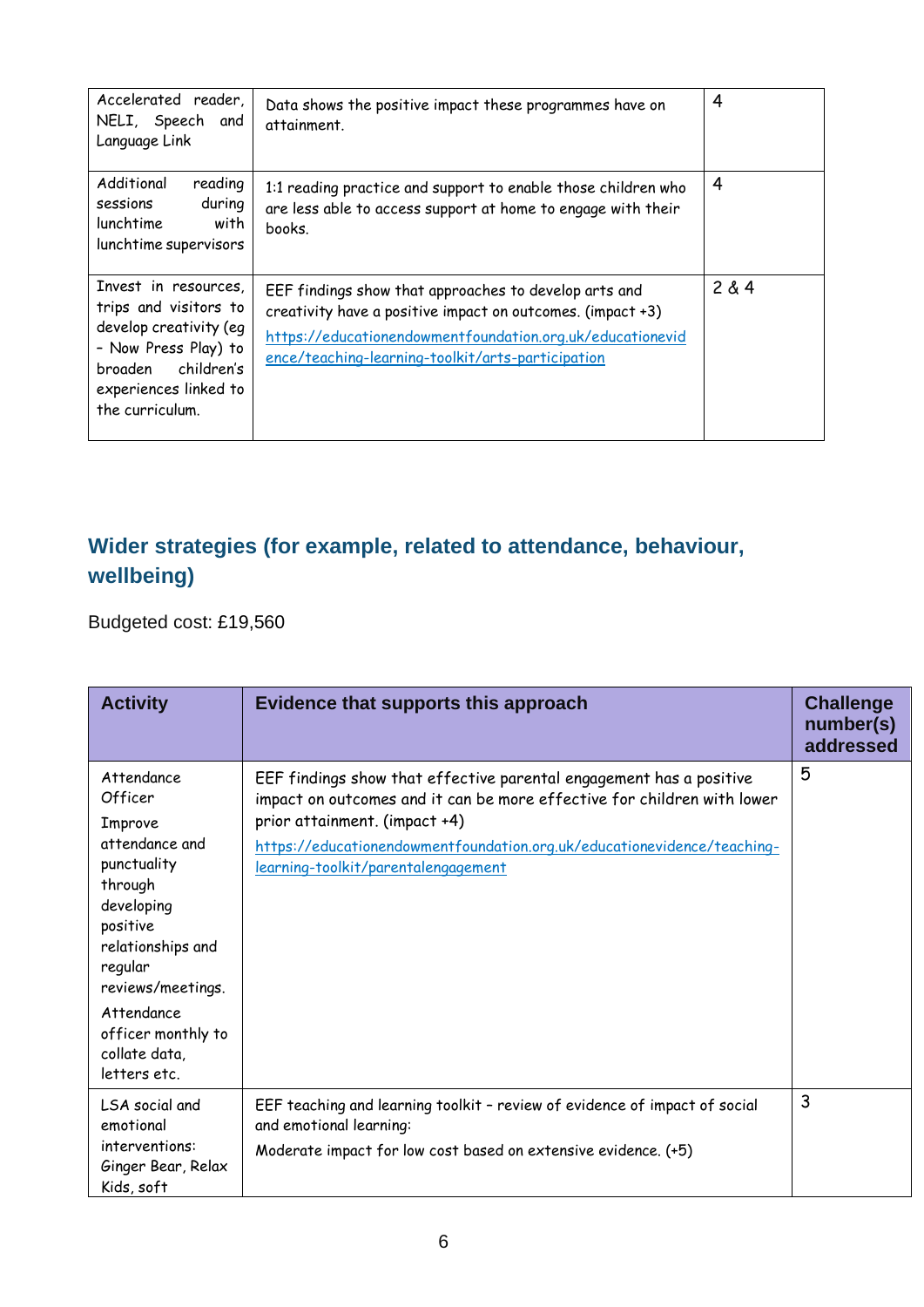| | | |
|---|---|---|
| Accelerated reader, NELI, Speech and Language Link | Data shows the positive impact these programmes have on attainment. | 4 |
| Additional reading sessions during lunchtime with lunchtime supervisors | 1:1 reading practice and support to enable those children who are less able to access support at home to engage with their books. | 4 |
| Invest in resources, trips and visitors to develop creativity (eg – Now Press Play) to broaden children's experiences linked to the curriculum. | EEF findings show that approaches to develop arts and creativity have a positive impact on outcomes. (impact +3) https://educationendowmentfoundation.org.uk/educationevidence/teaching-learning-toolkit/arts-participation | 2 & 4 |

## Wider strategies (for example, related to attendance, behaviour, wellbeing)

Budgeted cost: £19,560

| Activity | Evidence that supports this approach | Challenge number(s) addressed |
|---|---|---|
| Attendance Officer<br>Improve attendance and punctuality through developing positive relationships and regular reviews/meetings.<br>Attendance officer monthly to collate data, letters etc. | EEF findings show that effective parental engagement has a positive impact on outcomes and it can be more effective for children with lower prior attainment. (impact +4)<br>https://educationendowmentfoundation.org.uk/educationevidence/teaching-learning-toolkit/parentalengagement | 5 |
| LSA social and emotional interventions: Ginger Bear, Relax Kids, soft | EEF teaching and learning toolkit – review of evidence of impact of social and emotional learning:<br>Moderate impact for low cost based on extensive evidence. (+5) | 3 |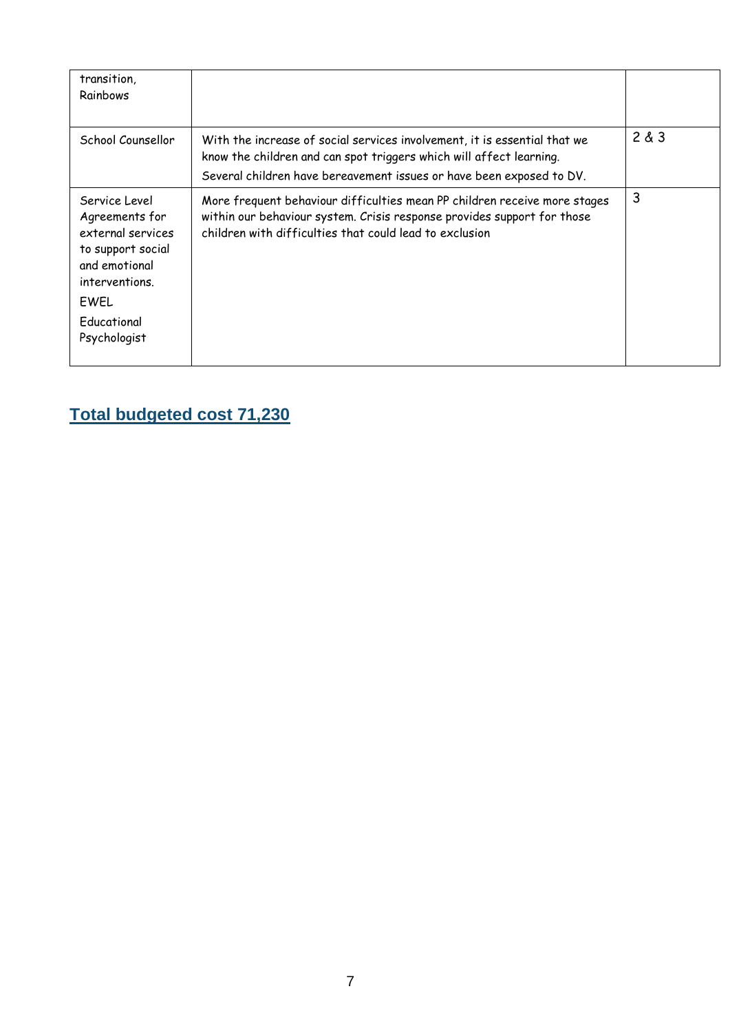| | | |
|---|---|---|
| transition, Rainbows | | |
| School Counsellor | With the increase of social services involvement, it is essential that we know the children and can spot triggers which will affect learning. Several children have bereavement issues or have been exposed to DV. | 2 & 3 |
| Service Level Agreements for external services to support social and emotional interventions. EWEL Educational Psychologist | More frequent behaviour difficulties mean PP children receive more stages within our behaviour system. Crisis response provides support for those children with difficulties that could lead to exclusion | 3 |

## Total budgeted cost 71,230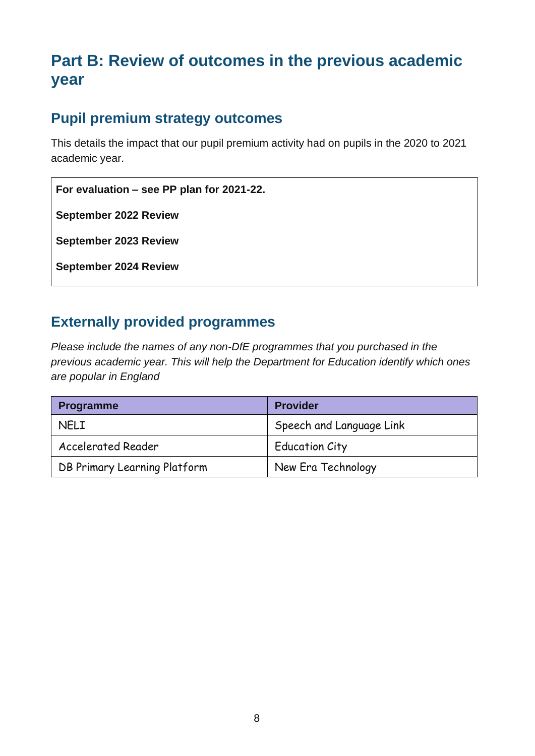# Part B: Review of outcomes in the previous academic year

## Pupil premium strategy outcomes

This details the impact that our pupil premium activity had on pupils in the 2020 to 2021 academic year.

**For evaluation – see PP plan for 2021-22.**

**September 2022 Review**

**September 2023 Review**

**September 2024 Review**

## Externally provided programmes

*Please include the names of any non-DfE programmes that you purchased in the previous academic year. This will help the Department for Education identify which ones are popular in England*

| Programme | Provider |
|---|---|
| NELI | Speech and Language Link |
| Accelerated Reader | Education City |
| DB Primary Learning Platform | New Era Technology |